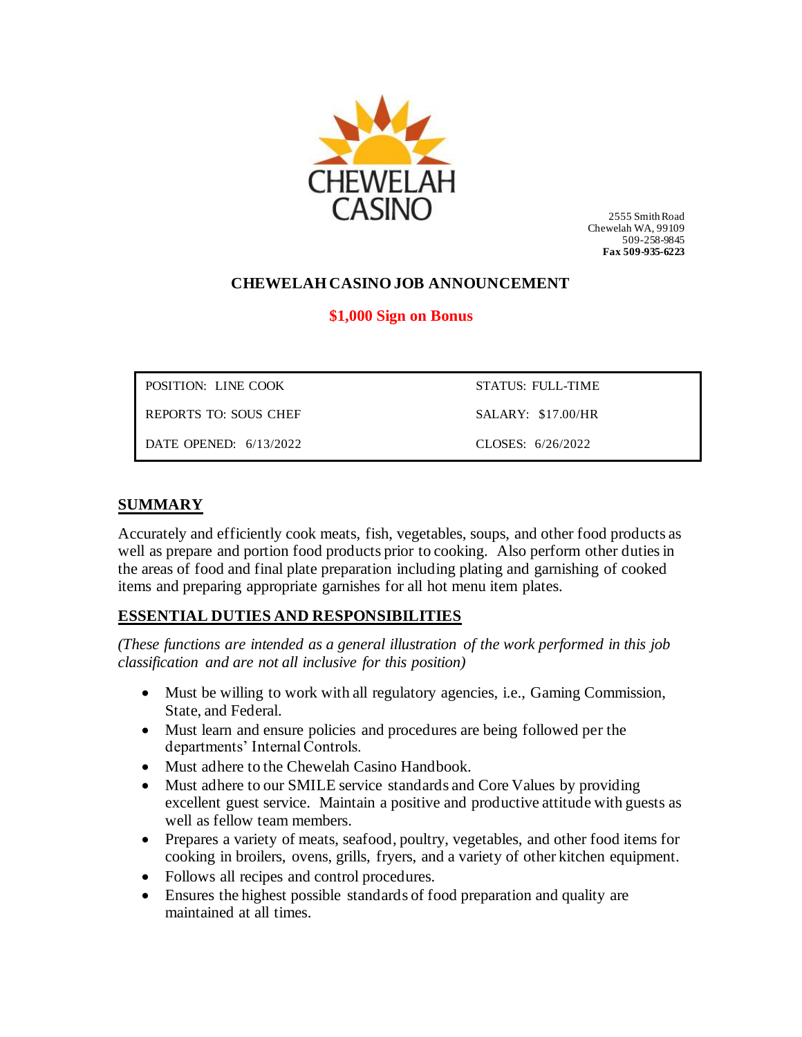CHEWELAH CASINO

2555 Smith Road
Chewelah WA, 99109
509-258-9845
**Fax 509-935-6223**

## CHEWELAH CASINO JOB ANNOUNCEMENT

**$1,000 Sign on Bonus**

| POSITION: LINE COOK | STATUS: FULL-TIME |
|---|---|
| REPORTS TO: SOUS CHEF | SALARY: $17.00/HR |
| DATE OPENED: 6/13/2022 | CLOSES: 6/26/2022 |

## SUMMARY

Accurately and efficiently cook meats, fish, vegetables, soups, and other food products as well as prepare and portion food products prior to cooking. Also perform other duties in the areas of food and final plate preparation including plating and garnishing of cooked items and preparing appropriate garnishes for all hot menu item plates.

## ESSENTIAL DUTIES AND RESPONSIBILITIES

*(These functions are intended as a general illustration of the work performed in this job classification and are not all inclusive for this position)*

- Must be willing to work with all regulatory agencies, i.e., Gaming Commission, State, and Federal.
- Must learn and ensure policies and procedures are being followed per the departments' Internal Controls.
- Must adhere to the Chewelah Casino Handbook.
- Must adhere to our SMILE service standards and Core Values by providing excellent guest service. Maintain a positive and productive attitude with guests as well as fellow team members.
- Prepares a variety of meats, seafood, poultry, vegetables, and other food items for cooking in broilers, ovens, grills, fryers, and a variety of other kitchen equipment.
- Follows all recipes and control procedures.
- Ensures the highest possible standards of food preparation and quality are maintained at all times.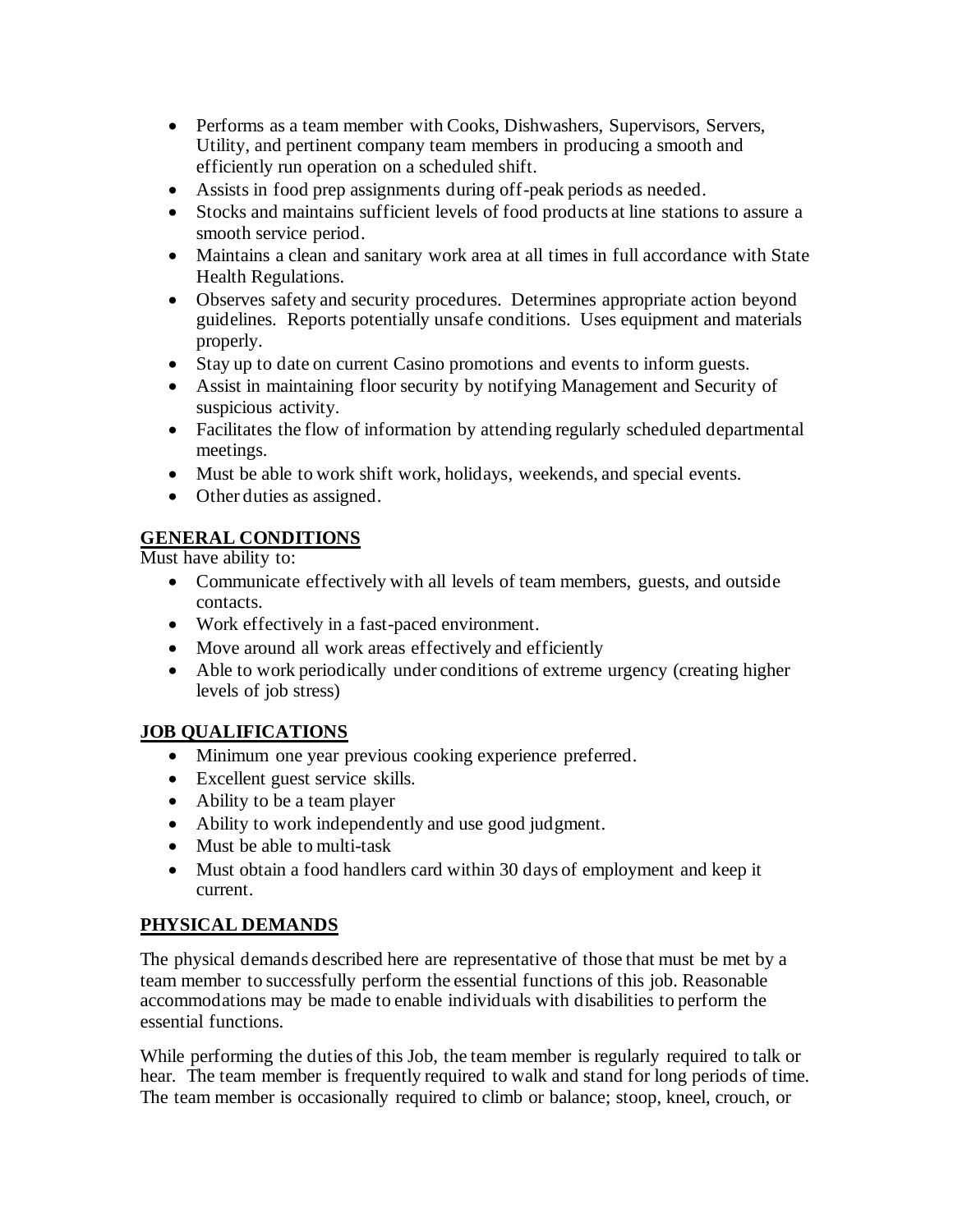- Performs as a team member with Cooks, Dishwashers, Supervisors, Servers, Utility, and pertinent company team members in producing a smooth and efficiently run operation on a scheduled shift.
- Assists in food prep assignments during off-peak periods as needed.
- Stocks and maintains sufficient levels of food products at line stations to assure a smooth service period.
- Maintains a clean and sanitary work area at all times in full accordance with State Health Regulations.
- Observes safety and security procedures. Determines appropriate action beyond guidelines. Reports potentially unsafe conditions. Uses equipment and materials properly.
- Stay up to date on current Casino promotions and events to inform guests.
- Assist in maintaining floor security by notifying Management and Security of suspicious activity.
- Facilitates the flow of information by attending regularly scheduled departmental meetings.
- Must be able to work shift work, holidays, weekends, and special events.
- Other duties as assigned.

## GENERAL CONDITIONS

Must have ability to:

- Communicate effectively with all levels of team members, guests, and outside contacts.
- Work effectively in a fast-paced environment.
- Move around all work areas effectively and efficiently
- Able to work periodically under conditions of extreme urgency (creating higher levels of job stress)

## JOB QUALIFICATIONS

- Minimum one year previous cooking experience preferred.
- Excellent guest service skills.
- Ability to be a team player
- Ability to work independently and use good judgment.
- Must be able to multi-task
- Must obtain a food handlers card within 30 days of employment and keep it current.

## PHYSICAL DEMANDS

The physical demands described here are representative of those that must be met by a team member to successfully perform the essential functions of this job. Reasonable accommodations may be made to enable individuals with disabilities to perform the essential functions.

While performing the duties of this Job, the team member is regularly required to talk or hear. The team member is frequently required to walk and stand for long periods of time. The team member is occasionally required to climb or balance; stoop, kneel, crouch, or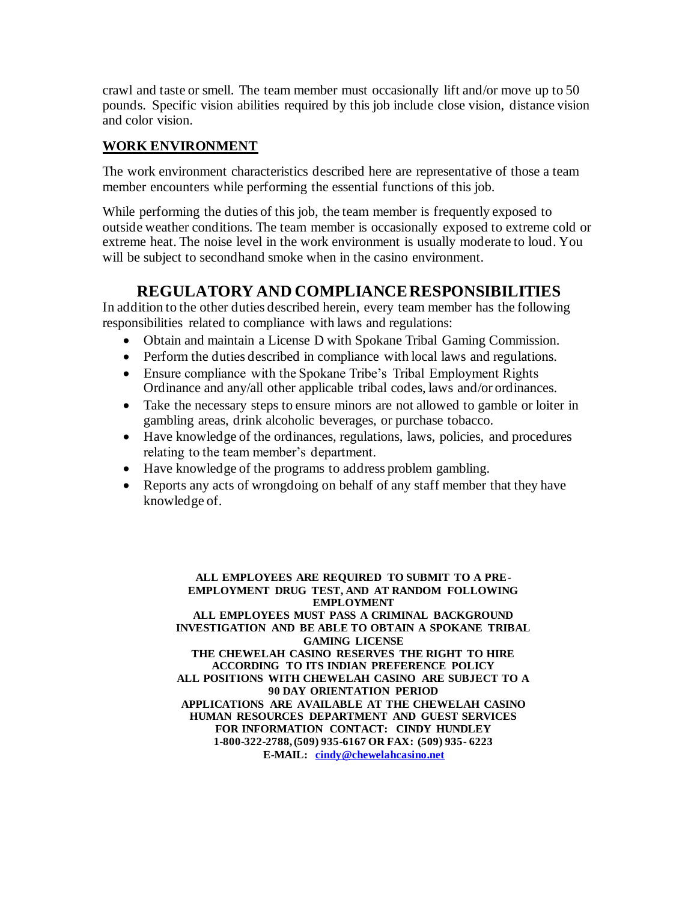crawl and taste or smell. The team member must occasionally lift and/or move up to 50 pounds. Specific vision abilities required by this job include close vision, distance vision and color vision.

**WORK ENVIRONMENT**

The work environment characteristics described here are representative of those a team member encounters while performing the essential functions of this job.

While performing the duties of this job, the team member is frequently exposed to outside weather conditions. The team member is occasionally exposed to extreme cold or extreme heat. The noise level in the work environment is usually moderate to loud. You will be subject to secondhand smoke when in the casino environment.

## REGULATORY AND COMPLIANCE RESPONSIBILITIES

In addition to the other duties described herein, every team member has the following responsibilities related to compliance with laws and regulations:

- Obtain and maintain a License D with Spokane Tribal Gaming Commission.
- Perform the duties described in compliance with local laws and regulations.
- Ensure compliance with the Spokane Tribe's Tribal Employment Rights Ordinance and any/all other applicable tribal codes, laws and/or ordinances.
- Take the necessary steps to ensure minors are not allowed to gamble or loiter in gambling areas, drink alcoholic beverages, or purchase tobacco.
- Have knowledge of the ordinances, regulations, laws, policies, and procedures relating to the team member's department.
- Have knowledge of the programs to address problem gambling.
- Reports any acts of wrongdoing on behalf of any staff member that they have knowledge of.

**ALL EMPLOYEES ARE REQUIRED TO SUBMIT TO A PRE-EMPLOYMENT DRUG TEST, AND AT RANDOM FOLLOWING EMPLOYMENT**

**ALL EMPLOYEES MUST PASS A CRIMINAL BACKGROUND INVESTIGATION AND BE ABLE TO OBTAIN A SPOKANE TRIBAL GAMING LICENSE**

**THE CHEWELAH CASINO RESERVES THE RIGHT TO HIRE ACCORDING TO ITS INDIAN PREFERENCE POLICY**

**ALL POSITIONS WITH CHEWELAH CASINO ARE SUBJECT TO A 90 DAY ORIENTATION PERIOD**

**APPLICATIONS ARE AVAILABLE AT THE CHEWELAH CASINO HUMAN RESOURCES DEPARTMENT AND GUEST SERVICES**

**FOR INFORMATION CONTACT: CINDY HUNDLEY**

**1-800-322-2788, (509) 935-6167 OR FAX: (509) 935- 6223**

**E-MAIL: cindy@chewelahcasino.net**